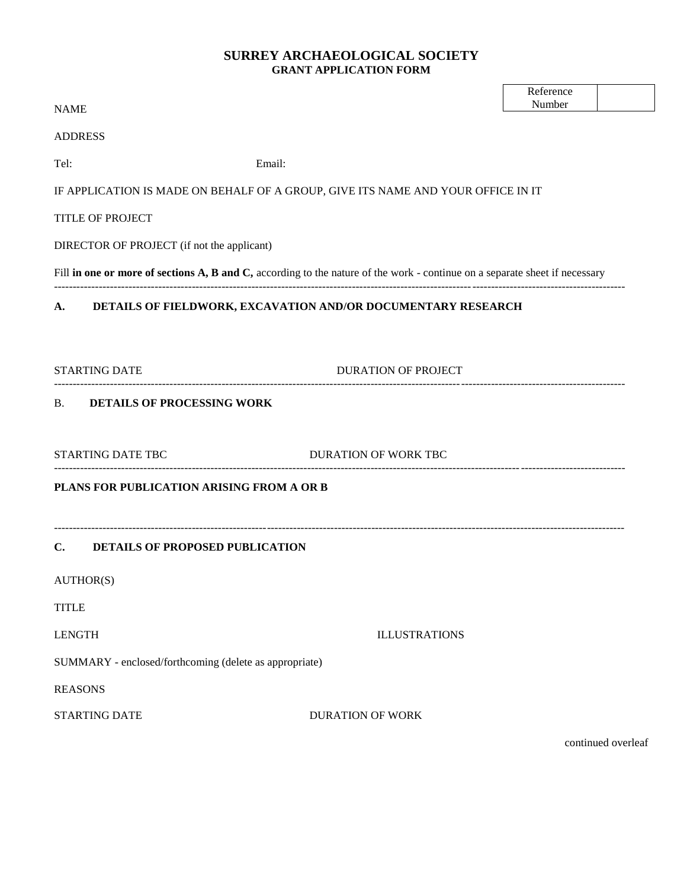# SURREY ARCHAEOLOGICAL SOCIETY

## GRANT APPLICATION FORM

| Reference Number | |
|---|---|

NAME

ADDRESS

Tel: Email:

IF APPLICATION IS MADE ON BEHALF OF A GROUP, GIVE ITS NAME AND YOUR OFFICE IN IT

TITLE OF PROJECT

DIRECTOR OF PROJECT (if not the applicant)

Fill **in one or more of sections A, B and C,** according to the nature of the work - continue on a separate sheet if necessary

---

**A. DETAILS OF FIELDWORK, EXCAVATION AND/OR DOCUMENTARY RESEARCH**

STARTING DATE DURATION OF PROJECT

---

B. **DETAILS OF PROCESSING WORK**

STARTING DATE TBC DURATION OF WORK TBC

---

**PLANS FOR PUBLICATION ARISING FROM A OR B**

---

**C. DETAILS OF PROPOSED PUBLICATION**

AUTHOR(S)

TITLE

LENGTH ILLUSTRATIONS

SUMMARY - enclosed/forthcoming (delete as appropriate)

REASONS

STARTING DATE DURATION OF WORK

continued overleaf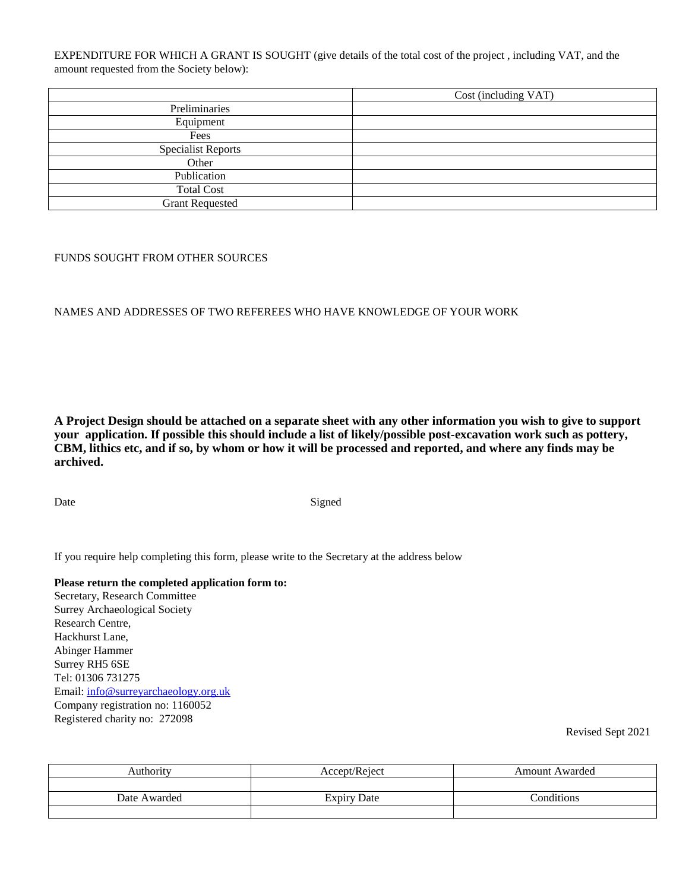EXPENDITURE FOR WHICH A GRANT IS SOUGHT (give details of the total cost of the project , including VAT, and the amount requested from the Society below):

| | Cost (including VAT) |
|---|---|
| Preliminaries | |
| Equipment | |
| Fees | |
| Specialist Reports | |
| Other | |
| Publication | |
| Total Cost | |
| Grant Requested | |

FUNDS SOUGHT FROM OTHER SOURCES

NAMES AND ADDRESSES OF TWO REFEREES WHO HAVE KNOWLEDGE OF YOUR WORK

**A Project Design should be attached on a separate sheet with any other information you wish to give to support your application. If possible this should include a list of likely/possible post-excavation work such as pottery, CBM, lithics etc, and if so, by whom or how it will be processed and reported, and where any finds may be archived.**

Date                                        Signed

If you require help completing this form, please write to the Secretary at the address below

**Please return the completed application form to:**
Secretary, Research Committee
Surrey Archaeological Society
Research Centre,
Hackhurst Lane,
Abinger Hammer
Surrey RH5 6SE
Tel: 01306 731275
Email: info@surreyarchaeology.org.uk
Company registration no: 1160052
Registered charity no: 272098

Revised Sept 2021

| Authority | Accept/Reject | Amount Awarded |
|---|---|---|
| | | |
| Date Awarded | Expiry Date | Conditions |
| | | |